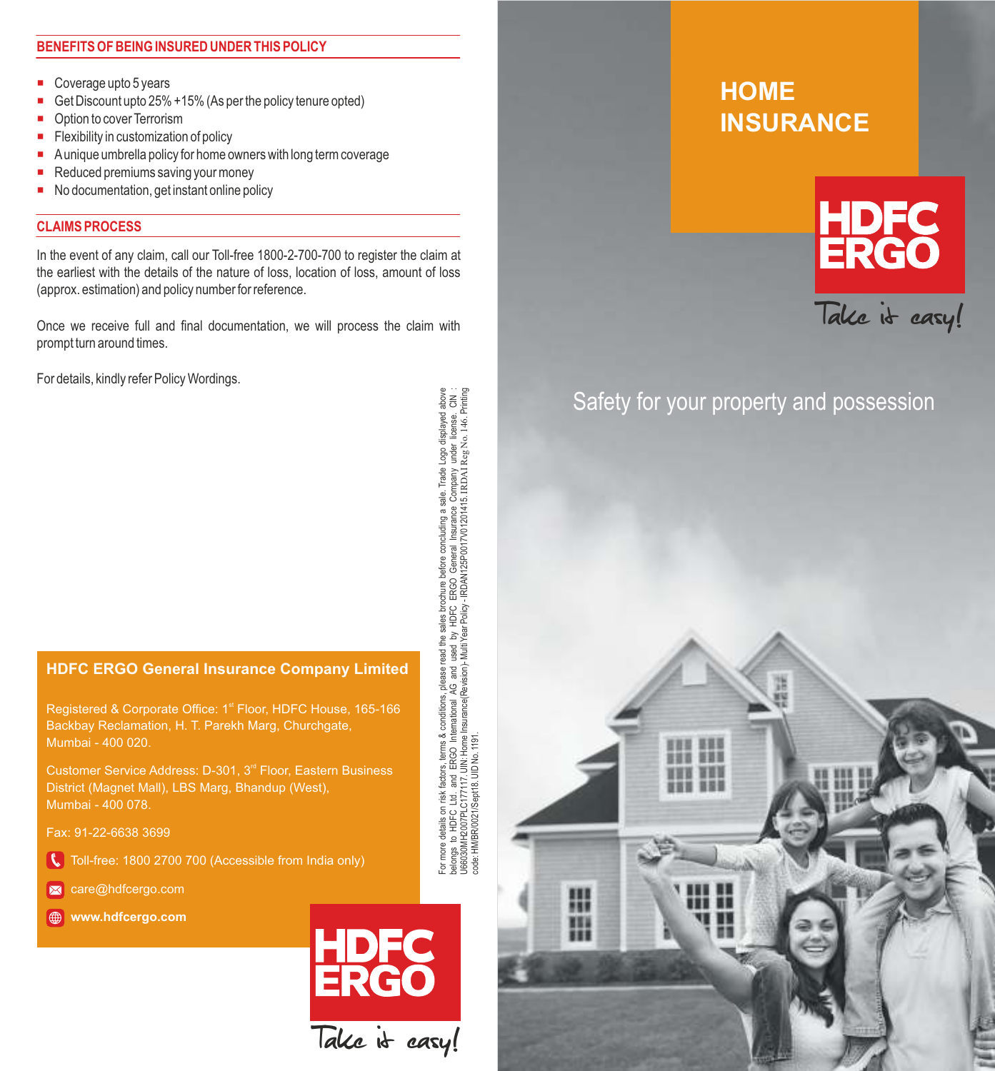## BENEFITS OF BEING INSURED UNDER THIS POLICY

- Coverage upto 5 years
- Get Discount upto 25% +15% (As per the policy tenure opted)
- Option to cover Terrorism
- Flexibility in customization of policy
- A unique umbrella policy for home owners with long term coverage
- Reduced premiums saving your money
- No documentation, get instant online policy

## CLAIMS PROCESS

In the event of any claim, call our Toll-free 1800-2-700-700 to register the claim at the earliest with the details of the nature of loss, location of loss, amount of loss (approx. estimation) and policy number for reference.

Once we receive full and final documentation, we will process the claim with prompt turn around times.

For details, kindly refer Policy Wordings.

### HDFC ERGO General Insurance Company Limited

Registered & Corporate Office: 1st Floor, HDFC House, 165-166 Backbay Reclamation, H. T. Parekh Marg, Churchgate, Mumbai - 400 020.

Customer Service Address: D-301, 3rd Floor, Eastern Business District (Magnet Mall), LBS Marg, Bhandup (West), Mumbai - 400 078.

Fax: 91-22-6638 3699

Toll-free: 1800 2700 700 (Accessible from India only)

care@hdfcergo.com

**www.hdfcergo.com**

HDFC ERGO

Take it easy!

For more details on risk factors, terms & conditions, please read the sales brochure before concluding a sale. Trade Logo displayed above belongs to HDFC Ltd. and ERGO International AG and used by HDFC ERGO General Insurance Company under license. CIN : U66030MH2007PLC177117. UIN: Home Insurance(Revision)- Multi Year Policy - IRDAN125P0017V01201415. IRDAI Reg No. 146. Printing code: HM/BR/0021/Sept18. UID No. 1191.

# HOME INSURANCE

HDFC ERGO

Take it easy!

Safety for your property and possession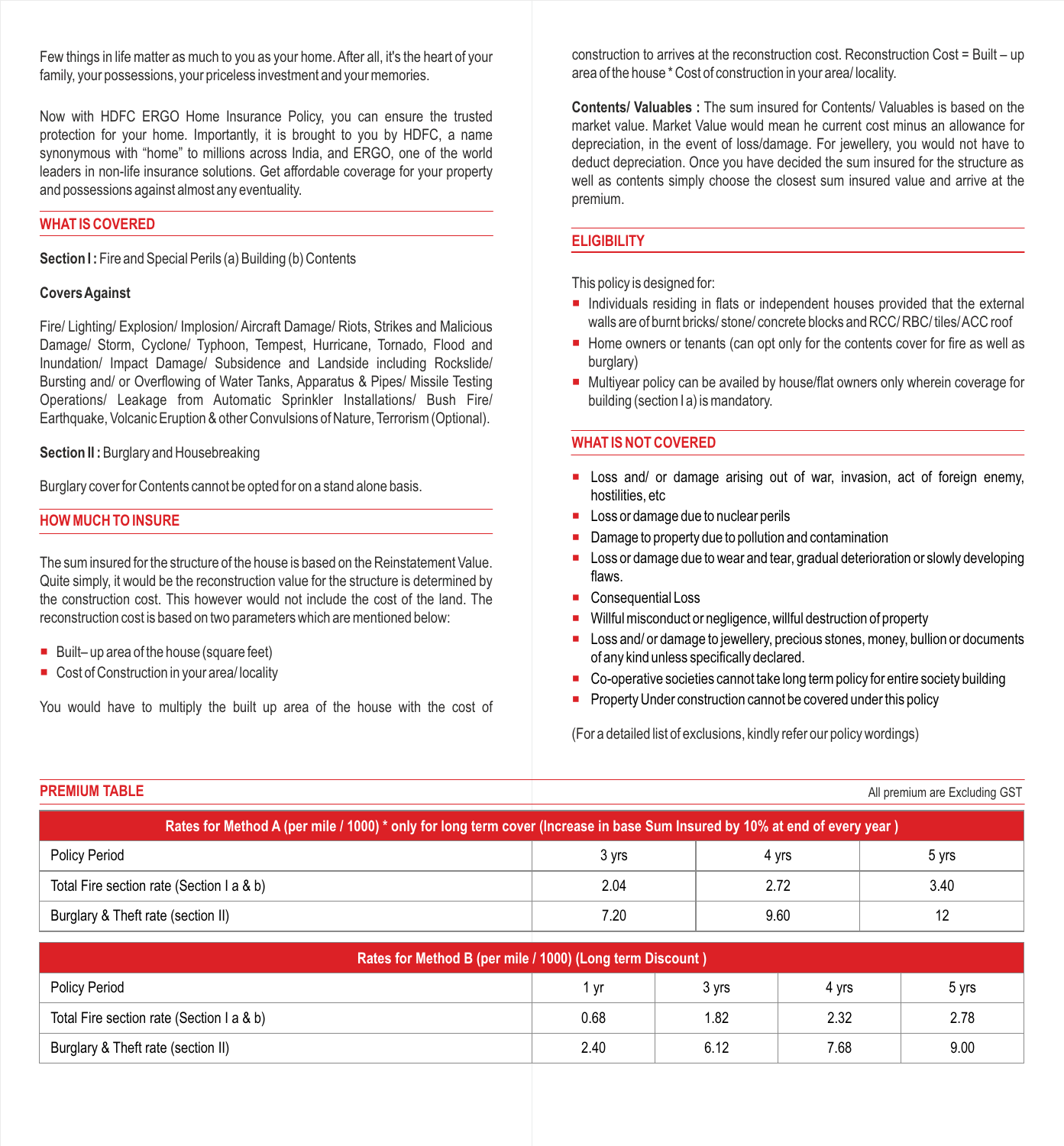Few things in life matter as much to you as your home. After all, it's the heart of your family, your possessions, your priceless investment and your memories.

Now with HDFC ERGO Home Insurance Policy, you can ensure the trusted protection for your home. Importantly, it is brought to you by HDFC, a name synonymous with "home" to millions across India, and ERGO, one of the world leaders in non-life insurance solutions. Get affordable coverage for your property and possessions against almost any eventuality.

## WHAT IS COVERED

**Section I :** Fire and Special Perils (a) Building (b) Contents

**Covers Against**

Fire/ Lighting/ Explosion/ Implosion/ Aircraft Damage/ Riots, Strikes and Malicious Damage/ Storm, Cyclone/ Typhoon, Tempest, Hurricane, Tornado, Flood and Inundation/ Impact Damage/ Subsidence and Landside including Rockslide/ Bursting and/ or Overflowing of Water Tanks, Apparatus & Pipes/ Missile Testing Operations/ Leakage from Automatic Sprinkler Installations/ Bush Fire/ Earthquake, Volcanic Eruption & other Convulsions of Nature, Terrorism (Optional).

**Section II :** Burglary and Housebreaking

Burglary cover for Contents cannot be opted for on a stand alone basis.

## HOW MUCH TO INSURE

The sum insured for the structure of the house is based on the Reinstatement Value. Quite simply, it would be the reconstruction value for the structure is determined by the construction cost. This however would not include the cost of the land. The reconstruction cost is based on two parameters which are mentioned below:

- Built– up area of the house (square feet)
- Cost of Construction in your area/ locality

You would have to multiply the built up area of the house with the cost of construction to arrives at the reconstruction cost. Reconstruction Cost = Built – up area of the house * Cost of construction in your area/ locality.

**Contents/ Valuables :** The sum insured for Contents/ Valuables is based on the market value. Market Value would mean he current cost minus an allowance for depreciation, in the event of loss/damage. For jewellery, you would not have to deduct depreciation. Once you have decided the sum insured for the structure as well as contents simply choose the closest sum insured value and arrive at the premium.

## ELIGIBILITY

This policy is designed for:

- Individuals residing in flats or independent houses provided that the external walls are of burnt bricks/ stone/ concrete blocks and RCC/ RBC/ tiles/ ACC roof
- Home owners or tenants (can opt only for the contents cover for fire as well as burglary)
- Multiyear policy can be availed by house/flat owners only wherein coverage for building (section I a) is mandatory.

## WHAT IS NOT COVERED

- Loss and/ or damage arising out of war, invasion, act of foreign enemy, hostilities, etc
- Loss or damage due to nuclear perils
- Damage to property due to pollution and contamination
- Loss or damage due to wear and tear, gradual deterioration or slowly developing flaws.
- Consequential Loss
- Willful misconduct or negligence, willful destruction of property
- Loss and/ or damage to jewellery, precious stones, money, bullion or documents of any kind unless specifically declared.
- Co-operative societies cannot take long term policy for entire society building
- Property Under construction cannot be covered under this policy

(For a detailed list of exclusions, kindly refer our policy wordings)

## PREMIUM TABLE

All premium are Excluding GST

| Rates for Method A (per mile / 1000) * only for long term cover (Increase in base Sum Insured by 10% at end of every year ) | | | |
|---|---|---|---|
| Policy Period | 3 yrs | 4 yrs | 5 yrs |
| Total Fire section rate (Section I a & b) | 2.04 | 2.72 | 3.40 |
| Burglary & Theft rate (section II) | 7.20 | 9.60 | 12 |

| Rates for Method B (per mile / 1000) (Long term Discount ) | | | | |
|---|---|---|---|---|
| Policy Period | 1 yr | 3 yrs | 4 yrs | 5 yrs |
| Total Fire section rate (Section I a & b) | 0.68 | 1.82 | 2.32 | 2.78 |
| Burglary & Theft rate (section II) | 2.40 | 6.12 | 7.68 | 9.00 |